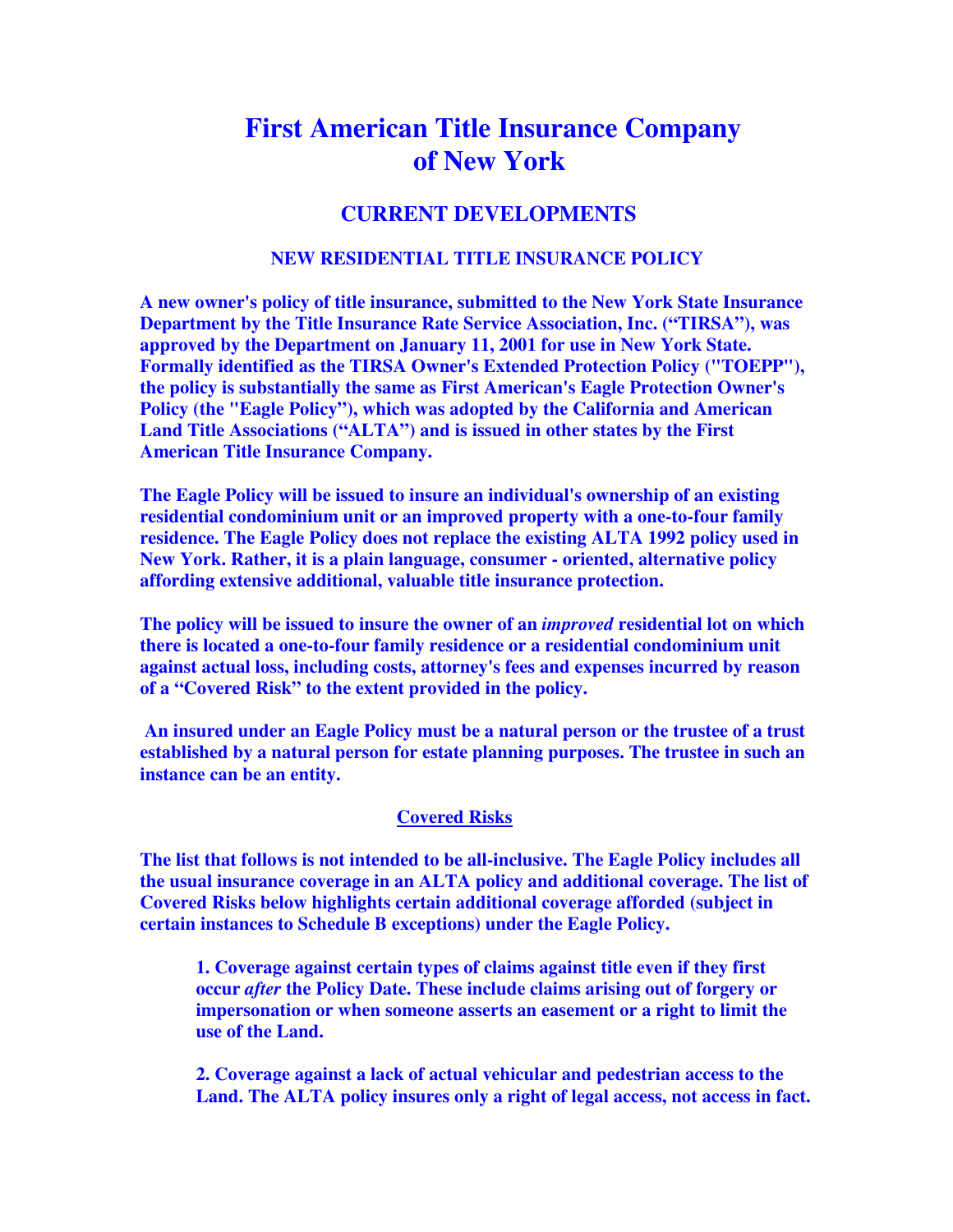# First American Title Insurance Company of New York

## CURRENT DEVELOPMENTS

### NEW RESIDENTIAL TITLE INSURANCE POLICY

**A new owner's policy of title insurance, submitted to the New York State Insurance Department by the Title Insurance Rate Service Association, Inc. ("TIRSA"), was approved by the Department on January 11, 2001 for use in New York State. Formally identified as the TIRSA Owner's Extended Protection Policy ("TOEPP"), the policy is substantially the same as First American's Eagle Protection Owner's Policy (the "Eagle Policy"), which was adopted by the California and American Land Title Associations ("ALTA") and is issued in other states by the First American Title Insurance Company.**

**The Eagle Policy will be issued to insure an individual's ownership of an existing residential condominium unit or an improved property with a one-to-four family residence. The Eagle Policy does not replace the existing ALTA 1992 policy used in New York. Rather, it is a plain language, consumer - oriented, alternative policy affording extensive additional, valuable title insurance protection.**

**The policy will be issued to insure the owner of an *improved* residential lot on which there is located a one-to-four family residence or a residential condominium unit against actual loss, including costs, attorney's fees and expenses incurred by reason of a "Covered Risk" to the extent provided in the policy.**

**An insured under an Eagle Policy must be a natural person or the trustee of a trust established by a natural person for estate planning purposes. The trustee in such an instance can be an entity.**

**<u>Covered Risks</u>**

**The list that follows is not intended to be all-inclusive. The Eagle Policy includes all the usual insurance coverage in an ALTA policy and additional coverage. The list of Covered Risks below highlights certain additional coverage afforded (subject in certain instances to Schedule B exceptions) under the Eagle Policy.**

> **1. Coverage against certain types of claims against title even if they first occur *after* the Policy Date. These include claims arising out of forgery or impersonation or when someone asserts an easement or a right to limit the use of the Land.**
>
> **2. Coverage against a lack of actual vehicular and pedestrian access to the Land. The ALTA policy insures only a right of legal access, not access in fact.**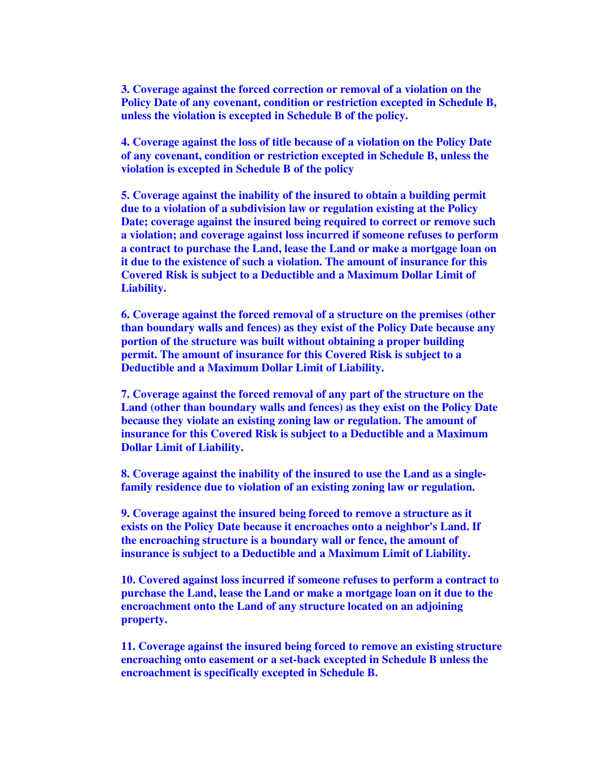**3. Coverage against the forced correction or removal of a violation on the Policy Date of any covenant, condition or restriction excepted in Schedule B, unless the violation is excepted in Schedule B of the policy.**

**4. Coverage against the loss of title because of a violation on the Policy Date of any covenant, condition or restriction excepted in Schedule B, unless the violation is excepted in Schedule B of the policy**

**5. Coverage against the inability of the insured to obtain a building permit due to a violation of a subdivision law or regulation existing at the Policy Date; coverage against the insured being required to correct or remove such a violation; and coverage against loss incurred if someone refuses to perform a contract to purchase the Land, lease the Land or make a mortgage loan on it due to the existence of such a violation. The amount of insurance for this Covered Risk is subject to a Deductible and a Maximum Dollar Limit of Liability.**

**6. Coverage against the forced removal of a structure on the premises (other than boundary walls and fences) as they exist of the Policy Date because any portion of the structure was built without obtaining a proper building permit. The amount of insurance for this Covered Risk is subject to a Deductible and a Maximum Dollar Limit of Liability.**

**7. Coverage against the forced removal of any part of the structure on the Land (other than boundary walls and fences) as they exist on the Policy Date because they violate an existing zoning law or regulation. The amount of insurance for this Covered Risk is subject to a Deductible and a Maximum Dollar Limit of Liability.**

**8. Coverage against the inability of the insured to use the Land as a single-family residence due to violation of an existing zoning law or regulation.**

**9. Coverage against the insured being forced to remove a structure as it exists on the Policy Date because it encroaches onto a neighbor's Land. If the encroaching structure is a boundary wall or fence, the amount of insurance is subject to a Deductible and a Maximum Limit of Liability.**

**10. Covered against loss incurred if someone refuses to perform a contract to purchase the Land, lease the Land or make a mortgage loan on it due to the encroachment onto the Land of any structure located on an adjoining property.**

**11. Coverage against the insured being forced to remove an existing structure encroaching onto easement or a set-back excepted in Schedule B unless the encroachment is specifically excepted in Schedule B.**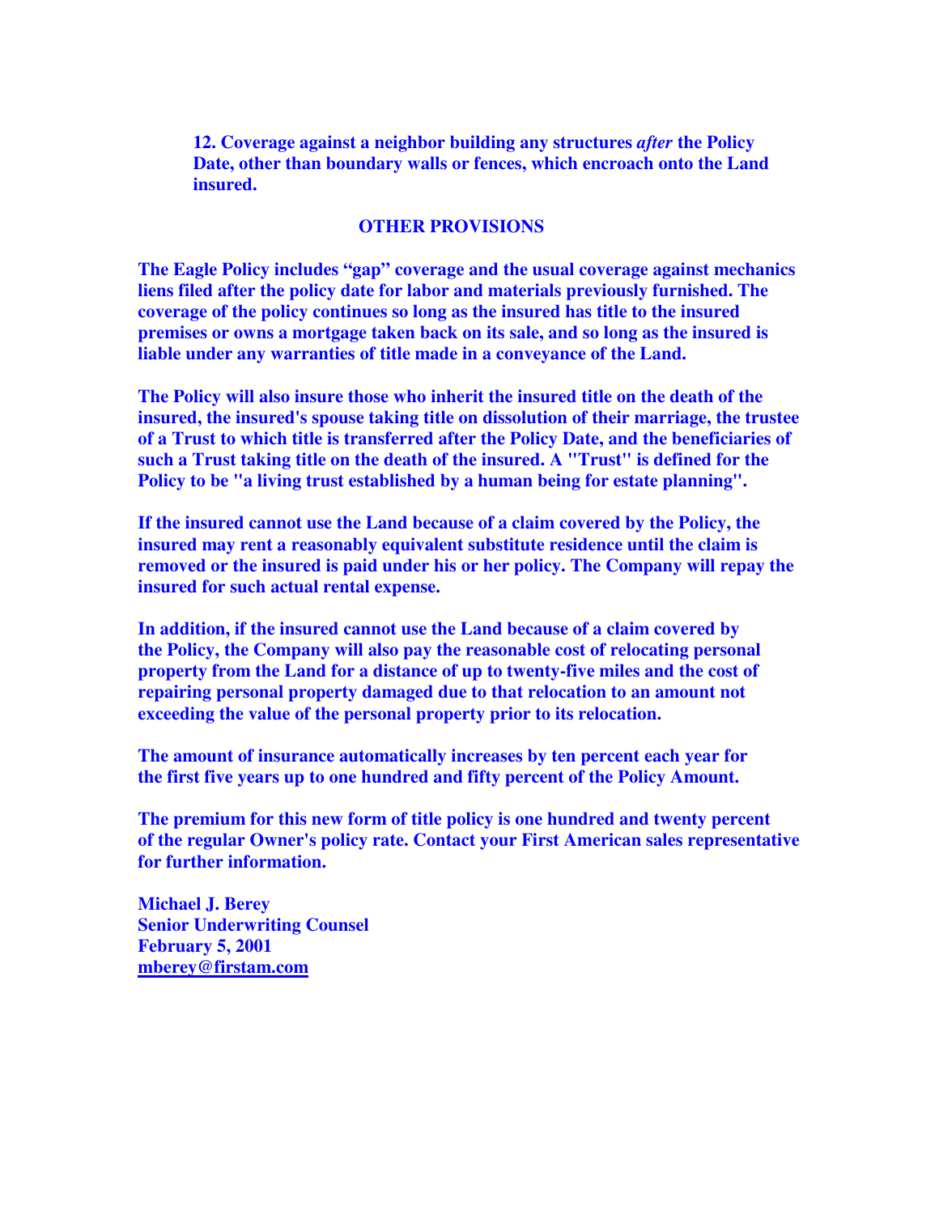**12. Coverage against a neighbor building any structures *after* the Policy Date, other than boundary walls or fences, which encroach onto the Land insured.**

## OTHER PROVISIONS

**The Eagle Policy includes "gap" coverage and the usual coverage against mechanics liens filed after the policy date for labor and materials previously furnished. The coverage of the policy continues so long as the insured has title to the insured premises or owns a mortgage taken back on its sale, and so long as the insured is liable under any warranties of title made in a conveyance of the Land.**

**The Policy will also insure those who inherit the insured title on the death of the insured, the insured's spouse taking title on dissolution of their marriage, the trustee of a Trust to which title is transferred after the Policy Date, and the beneficiaries of such a Trust taking title on the death of the insured. A "Trust" is defined for the Policy to be "a living trust established by a human being for estate planning".**

**If the insured cannot use the Land because of a claim covered by the Policy, the insured may rent a reasonably equivalent substitute residence until the claim is removed or the insured is paid under his or her policy. The Company will repay the insured for such actual rental expense.**

**In addition, if the insured cannot use the Land because of a claim covered by the Policy, the Company will also pay the reasonable cost of relocating personal property from the Land for a distance of up to twenty-five miles and the cost of repairing personal property damaged due to that relocation to an amount not exceeding the value of the personal property prior to its relocation.**

**The amount of insurance automatically increases by ten percent each year for the first five years up to one hundred and fifty percent of the Policy Amount.**

**The premium for this new form of title policy is one hundred and twenty percent of the regular Owner's policy rate. Contact your First American sales representative for further information.**

**Michael J. Berey**
**Senior Underwriting Counsel**
**February 5, 2001**
**mberey@firstam.com**